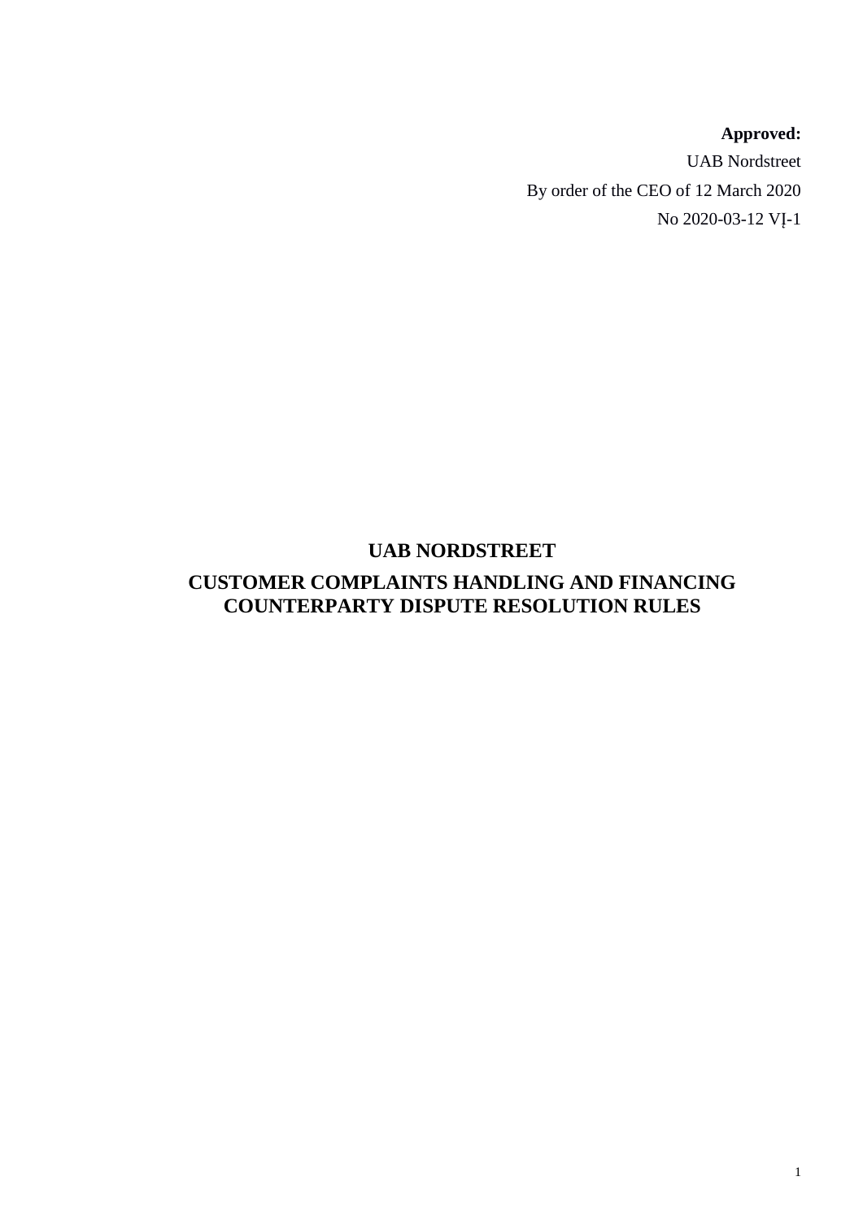**Approved:**

UAB Nordstreet

By order of the CEO of 12 March 2020

No 2020-03-12 VĮ-1

# UAB NORDSTREET

# CUSTOMER COMPLAINTS HANDLING AND FINANCING COUNTERPARTY DISPUTE RESOLUTION RULES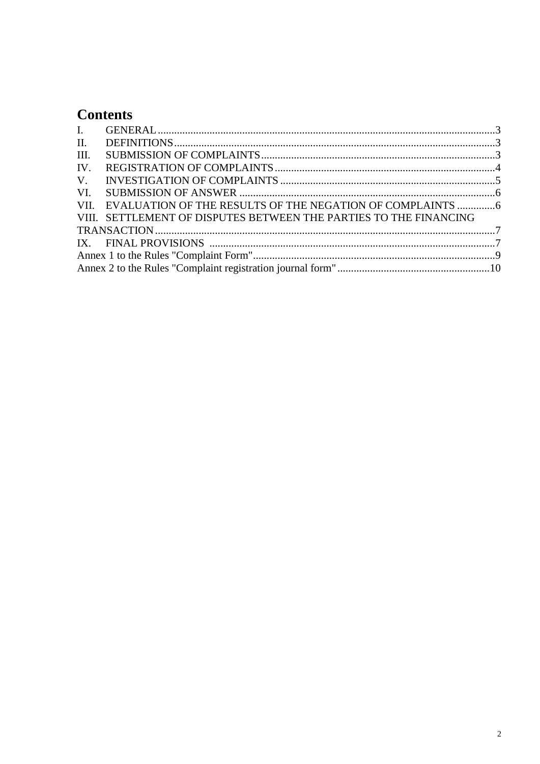# Contents

I. GENERAL ....................................................................................................................3
II. DEFINITIONS..............................................................................................................3
III. SUBMISSION OF COMPLAINTS..............................................................................3
IV. REGISTRATION OF COMPLAINTS.........................................................................4
V. INVESTIGATION OF COMPLAINTS .......................................................................5
VI. SUBMISSION OF ANSWER .....................................................................................6
VII. EVALUATION OF THE RESULTS OF THE NEGATION OF COMPLAINTS ..............6
VIII. SETTLEMENT OF DISPUTES BETWEEN THE PARTIES TO THE FINANCING TRANSACTION.............................................................................................................7
IX. FINAL PROVISIONS ................................................................................................7
Annex 1 to the Rules "Complaint Form"..........................................................................9
Annex 2 to the Rules "Complaint registration journal form".........................................10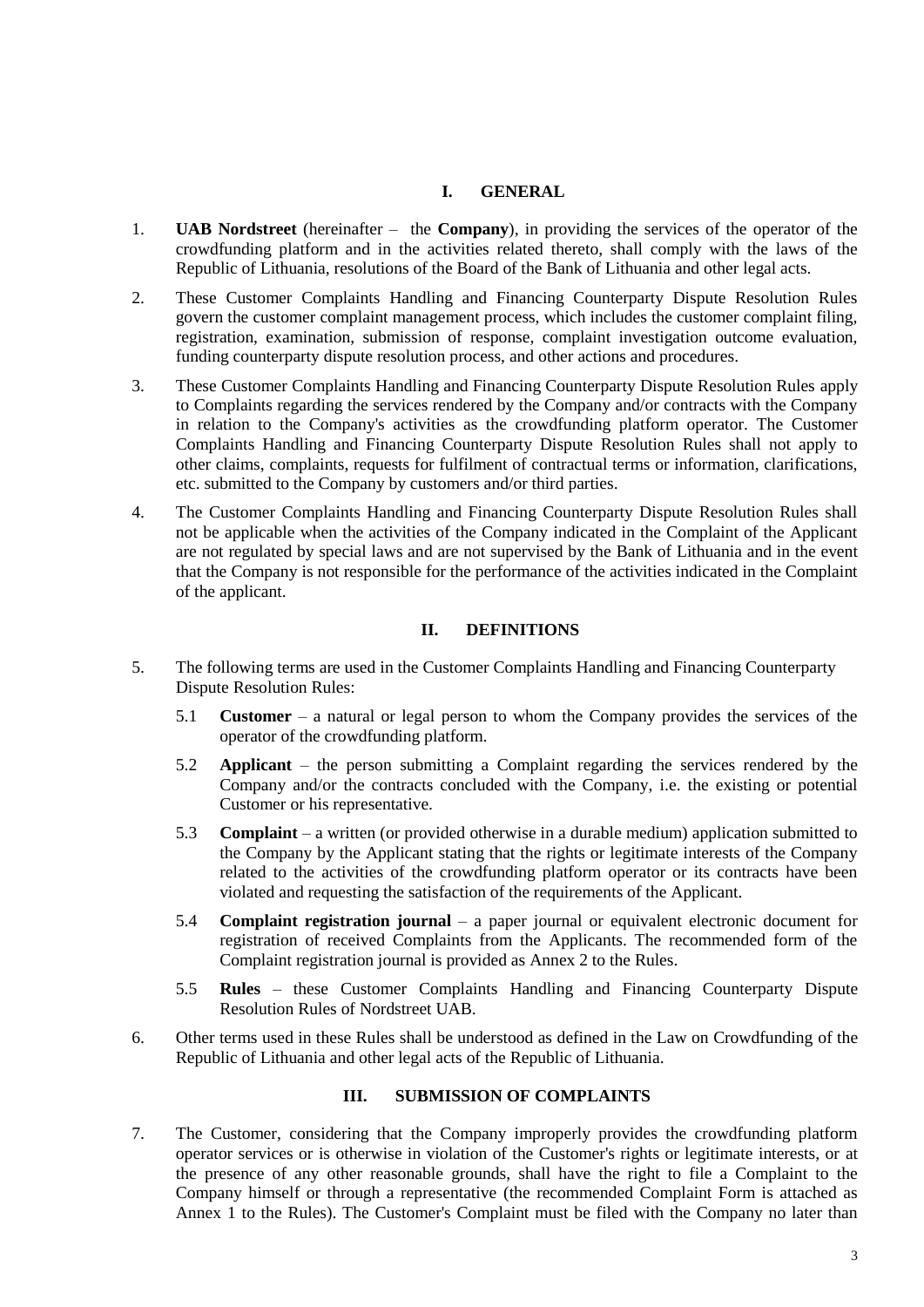## I. GENERAL

1. **UAB Nordstreet** (hereinafter – the **Company**), in providing the services of the operator of the crowdfunding platform and in the activities related thereto, shall comply with the laws of the Republic of Lithuania, resolutions of the Board of the Bank of Lithuania and other legal acts.

2. These Customer Complaints Handling and Financing Counterparty Dispute Resolution Rules govern the customer complaint management process, which includes the customer complaint filing, registration, examination, submission of response, complaint investigation outcome evaluation, funding counterparty dispute resolution process, and other actions and procedures.

3. These Customer Complaints Handling and Financing Counterparty Dispute Resolution Rules apply to Complaints regarding the services rendered by the Company and/or contracts with the Company in relation to the Company's activities as the crowdfunding platform operator. The Customer Complaints Handling and Financing Counterparty Dispute Resolution Rules shall not apply to other claims, complaints, requests for fulfilment of contractual terms or information, clarifications, etc. submitted to the Company by customers and/or third parties.

4. The Customer Complaints Handling and Financing Counterparty Dispute Resolution Rules shall not be applicable when the activities of the Company indicated in the Complaint of the Applicant are not regulated by special laws and are not supervised by the Bank of Lithuania and in the event that the Company is not responsible for the performance of the activities indicated in the Complaint of the applicant.

## II. DEFINITIONS

5. The following terms are used in the Customer Complaints Handling and Financing Counterparty Dispute Resolution Rules:

   5.1 **Customer** – a natural or legal person to whom the Company provides the services of the operator of the crowdfunding platform.

   5.2 **Applicant** – the person submitting a Complaint regarding the services rendered by the Company and/or the contracts concluded with the Company, i.e. the existing or potential Customer or his representative.

   5.3 **Complaint** – a written (or provided otherwise in a durable medium) application submitted to the Company by the Applicant stating that the rights or legitimate interests of the Company related to the activities of the crowdfunding platform operator or its contracts have been violated and requesting the satisfaction of the requirements of the Applicant.

   5.4 **Complaint registration journal** – a paper journal or equivalent electronic document for registration of received Complaints from the Applicants. The recommended form of the Complaint registration journal is provided as Annex 2 to the Rules.

   5.5 **Rules** – these Customer Complaints Handling and Financing Counterparty Dispute Resolution Rules of Nordstreet UAB.

6. Other terms used in these Rules shall be understood as defined in the Law on Crowdfunding of the Republic of Lithuania and other legal acts of the Republic of Lithuania.

## III. SUBMISSION OF COMPLAINTS

7. The Customer, considering that the Company improperly provides the crowdfunding platform operator services or is otherwise in violation of the Customer's rights or legitimate interests, or at the presence of any other reasonable grounds, shall have the right to file a Complaint to the Company himself or through a representative (the recommended Complaint Form is attached as Annex 1 to the Rules). The Customer's Complaint must be filed with the Company no later than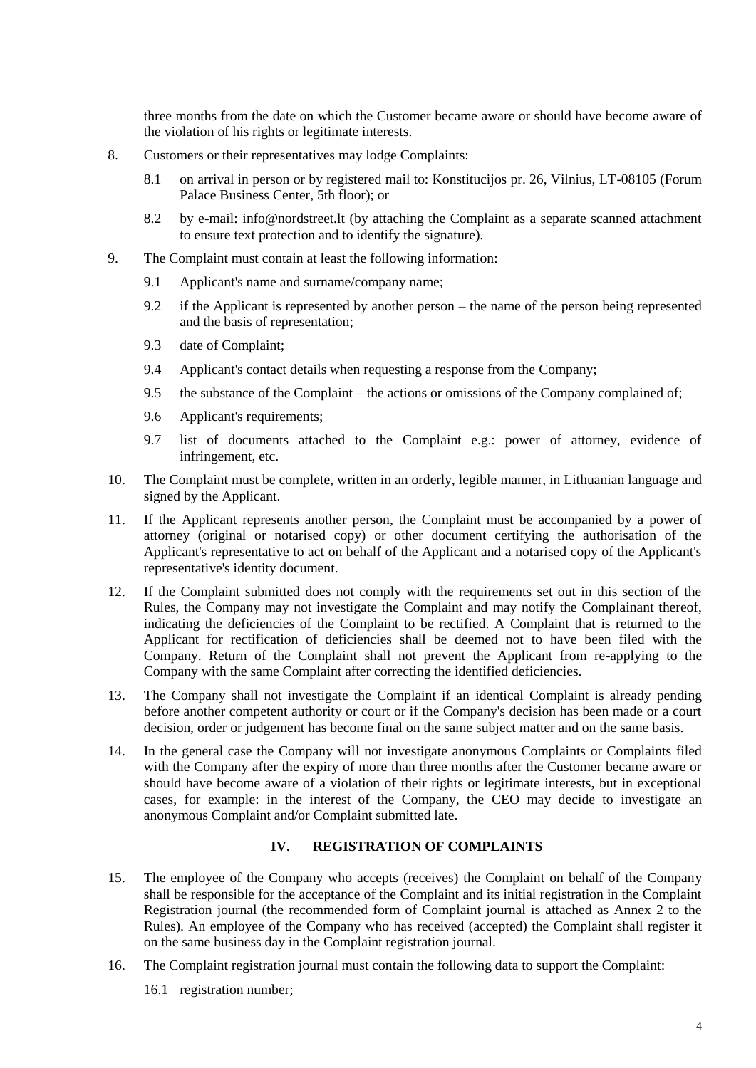three months from the date on which the Customer became aware or should have become aware of the violation of his rights or legitimate interests.

8. Customers or their representatives may lodge Complaints:

   8.1 on arrival in person or by registered mail to: Konstitucijos pr. 26, Vilnius, LT-08105 (Forum Palace Business Center, 5th floor); or

   8.2 by e-mail: info@nordstreet.lt (by attaching the Complaint as a separate scanned attachment to ensure text protection and to identify the signature).

9. The Complaint must contain at least the following information:

   9.1 Applicant's name and surname/company name;

   9.2 if the Applicant is represented by another person – the name of the person being represented and the basis of representation;

   9.3 date of Complaint;

   9.4 Applicant's contact details when requesting a response from the Company;

   9.5 the substance of the Complaint – the actions or omissions of the Company complained of;

   9.6 Applicant's requirements;

   9.7 list of documents attached to the Complaint e.g.: power of attorney, evidence of infringement, etc.

10. The Complaint must be complete, written in an orderly, legible manner, in Lithuanian language and signed by the Applicant.

11. If the Applicant represents another person, the Complaint must be accompanied by a power of attorney (original or notarised copy) or other document certifying the authorisation of the Applicant's representative to act on behalf of the Applicant and a notarised copy of the Applicant's representative's identity document.

12. If the Complaint submitted does not comply with the requirements set out in this section of the Rules, the Company may not investigate the Complaint and may notify the Complainant thereof, indicating the deficiencies of the Complaint to be rectified. A Complaint that is returned to the Applicant for rectification of deficiencies shall be deemed not to have been filed with the Company. Return of the Complaint shall not prevent the Applicant from re-applying to the Company with the same Complaint after correcting the identified deficiencies.

13. The Company shall not investigate the Complaint if an identical Complaint is already pending before another competent authority or court or if the Company's decision has been made or a court decision, order or judgement has become final on the same subject matter and on the same basis.

14. In the general case the Company will not investigate anonymous Complaints or Complaints filed with the Company after the expiry of more than three months after the Customer became aware or should have become aware of a violation of their rights or legitimate interests, but in exceptional cases, for example: in the interest of the Company, the CEO may decide to investigate an anonymous Complaint and/or Complaint submitted late.

## IV. REGISTRATION OF COMPLAINTS

15. The employee of the Company who accepts (receives) the Complaint on behalf of the Company shall be responsible for the acceptance of the Complaint and its initial registration in the Complaint Registration journal (the recommended form of Complaint journal is attached as Annex 2 to the Rules). An employee of the Company who has received (accepted) the Complaint shall register it on the same business day in the Complaint registration journal.

16. The Complaint registration journal must contain the following data to support the Complaint:

    16.1 registration number;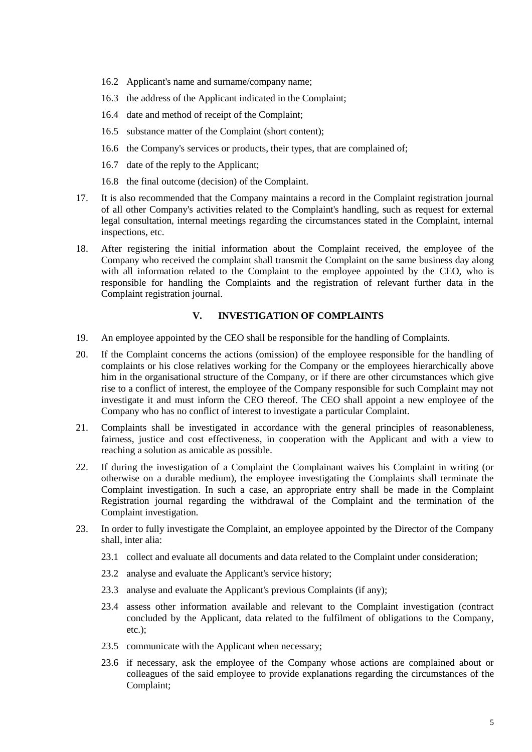16.2 Applicant's name and surname/company name;

16.3 the address of the Applicant indicated in the Complaint;

16.4 date and method of receipt of the Complaint;

16.5 substance matter of the Complaint (short content);

16.6 the Company's services or products, their types, that are complained of;

16.7 date of the reply to the Applicant;

16.8 the final outcome (decision) of the Complaint.

17. It is also recommended that the Company maintains a record in the Complaint registration journal of all other Company's activities related to the Complaint's handling, such as request for external legal consultation, internal meetings regarding the circumstances stated in the Complaint, internal inspections, etc.

18. After registering the initial information about the Complaint received, the employee of the Company who received the complaint shall transmit the Complaint on the same business day along with all information related to the Complaint to the employee appointed by the CEO, who is responsible for handling the Complaints and the registration of relevant further data in the Complaint registration journal.

## V. INVESTIGATION OF COMPLAINTS

19. An employee appointed by the CEO shall be responsible for the handling of Complaints.

20. If the Complaint concerns the actions (omission) of the employee responsible for the handling of complaints or his close relatives working for the Company or the employees hierarchically above him in the organisational structure of the Company, or if there are other circumstances which give rise to a conflict of interest, the employee of the Company responsible for such Complaint may not investigate it and must inform the CEO thereof. The CEO shall appoint a new employee of the Company who has no conflict of interest to investigate a particular Complaint.

21. Complaints shall be investigated in accordance with the general principles of reasonableness, fairness, justice and cost effectiveness, in cooperation with the Applicant and with a view to reaching a solution as amicable as possible.

22. If during the investigation of a Complaint the Complainant waives his Complaint in writing (or otherwise on a durable medium), the employee investigating the Complaints shall terminate the Complaint investigation. In such a case, an appropriate entry shall be made in the Complaint Registration journal regarding the withdrawal of the Complaint and the termination of the Complaint investigation.

23. In order to fully investigate the Complaint, an employee appointed by the Director of the Company shall, inter alia:

23.1 collect and evaluate all documents and data related to the Complaint under consideration;

23.2 analyse and evaluate the Applicant's service history;

23.3 analyse and evaluate the Applicant's previous Complaints (if any);

23.4 assess other information available and relevant to the Complaint investigation (contract concluded by the Applicant, data related to the fulfilment of obligations to the Company, etc.);

23.5 communicate with the Applicant when necessary;

23.6 if necessary, ask the employee of the Company whose actions are complained about or colleagues of the said employee to provide explanations regarding the circumstances of the Complaint;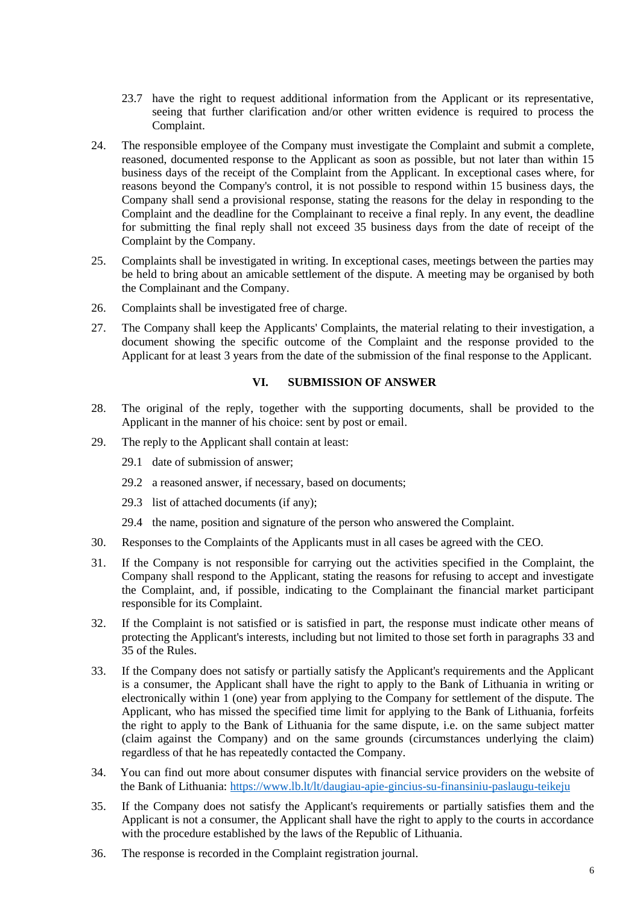23.7 have the right to request additional information from the Applicant or its representative, seeing that further clarification and/or other written evidence is required to process the Complaint.

24. The responsible employee of the Company must investigate the Complaint and submit a complete, reasoned, documented response to the Applicant as soon as possible, but not later than within 15 business days of the receipt of the Complaint from the Applicant. In exceptional cases where, for reasons beyond the Company's control, it is not possible to respond within 15 business days, the Company shall send a provisional response, stating the reasons for the delay in responding to the Complaint and the deadline for the Complainant to receive a final reply. In any event, the deadline for submitting the final reply shall not exceed 35 business days from the date of receipt of the Complaint by the Company.

25. Complaints shall be investigated in writing. In exceptional cases, meetings between the parties may be held to bring about an amicable settlement of the dispute. A meeting may be organised by both the Complainant and the Company.

26. Complaints shall be investigated free of charge.

27. The Company shall keep the Applicants' Complaints, the material relating to their investigation, a document showing the specific outcome of the Complaint and the response provided to the Applicant for at least 3 years from the date of the submission of the final response to the Applicant.

## VI. SUBMISSION OF ANSWER

28. The original of the reply, together with the supporting documents, shall be provided to the Applicant in the manner of his choice: sent by post or email.

29. The reply to the Applicant shall contain at least:

 29.1 date of submission of answer;

 29.2 a reasoned answer, if necessary, based on documents;

 29.3 list of attached documents (if any);

 29.4 the name, position and signature of the person who answered the Complaint.

30. Responses to the Complaints of the Applicants must in all cases be agreed with the CEO.

31. If the Company is not responsible for carrying out the activities specified in the Complaint, the Company shall respond to the Applicant, stating the reasons for refusing to accept and investigate the Complaint, and, if possible, indicating to the Complainant the financial market participant responsible for its Complaint.

32. If the Complaint is not satisfied or is satisfied in part, the response must indicate other means of protecting the Applicant's interests, including but not limited to those set forth in paragraphs 33 and 35 of the Rules.

33. If the Company does not satisfy or partially satisfy the Applicant's requirements and the Applicant is a consumer, the Applicant shall have the right to apply to the Bank of Lithuania in writing or electronically within 1 (one) year from applying to the Company for settlement of the dispute. The Applicant, who has missed the specified time limit for applying to the Bank of Lithuania, forfeits the right to apply to the Bank of Lithuania for the same dispute, i.e. on the same subject matter (claim against the Company) and on the same grounds (circumstances underlying the claim) regardless of that he has repeatedly contacted the Company.

34. You can find out more about consumer disputes with financial service providers on the website of the Bank of Lithuania: https://www.lb.lt/lt/daugiau-apie-gincius-su-finansiniu-paslaugu-teikeju

35. If the Company does not satisfy the Applicant's requirements or partially satisfies them and the Applicant is not a consumer, the Applicant shall have the right to apply to the courts in accordance with the procedure established by the laws of the Republic of Lithuania.

36. The response is recorded in the Complaint registration journal.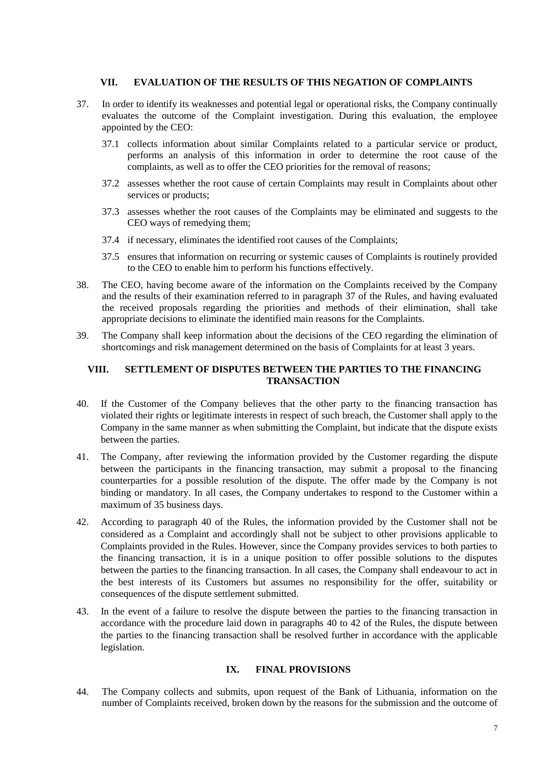## VII. EVALUATION OF THE RESULTS OF THIS NEGATION OF COMPLAINTS

37. In order to identify its weaknesses and potential legal or operational risks, the Company continually evaluates the outcome of the Complaint investigation. During this evaluation, the employee appointed by the CEO:

    37.1 collects information about similar Complaints related to a particular service or product, performs an analysis of this information in order to determine the root cause of the complaints, as well as to offer the CEO priorities for the removal of reasons;

    37.2 assesses whether the root cause of certain Complaints may result in Complaints about other services or products;

    37.3 assesses whether the root causes of the Complaints may be eliminated and suggests to the CEO ways of remedying them;

    37.4 if necessary, eliminates the identified root causes of the Complaints;

    37.5 ensures that information on recurring or systemic causes of Complaints is routinely provided to the CEO to enable him to perform his functions effectively.

38. The CEO, having become aware of the information on the Complaints received by the Company and the results of their examination referred to in paragraph 37 of the Rules, and having evaluated the received proposals regarding the priorities and methods of their elimination, shall take appropriate decisions to eliminate the identified main reasons for the Complaints.

39. The Company shall keep information about the decisions of the CEO regarding the elimination of shortcomings and risk management determined on the basis of Complaints for at least 3 years.

## VIII. SETTLEMENT OF DISPUTES BETWEEN THE PARTIES TO THE FINANCING TRANSACTION

40. If the Customer of the Company believes that the other party to the financing transaction has violated their rights or legitimate interests in respect of such breach, the Customer shall apply to the Company in the same manner as when submitting the Complaint, but indicate that the dispute exists between the parties.

41. The Company, after reviewing the information provided by the Customer regarding the dispute between the participants in the financing transaction, may submit a proposal to the financing counterparties for a possible resolution of the dispute. The offer made by the Company is not binding or mandatory. In all cases, the Company undertakes to respond to the Customer within a maximum of 35 business days.

42. According to paragraph 40 of the Rules, the information provided by the Customer shall not be considered as a Complaint and accordingly shall not be subject to other provisions applicable to Complaints provided in the Rules. However, since the Company provides services to both parties to the financing transaction, it is in a unique position to offer possible solutions to the disputes between the parties to the financing transaction. In all cases, the Company shall endeavour to act in the best interests of its Customers but assumes no responsibility for the offer, suitability or consequences of the dispute settlement submitted.

43. In the event of a failure to resolve the dispute between the parties to the financing transaction in accordance with the procedure laid down in paragraphs 40 to 42 of the Rules, the dispute between the parties to the financing transaction shall be resolved further in accordance with the applicable legislation.

## IX. FINAL PROVISIONS

44. The Company collects and submits, upon request of the Bank of Lithuania, information on the number of Complaints received, broken down by the reasons for the submission and the outcome of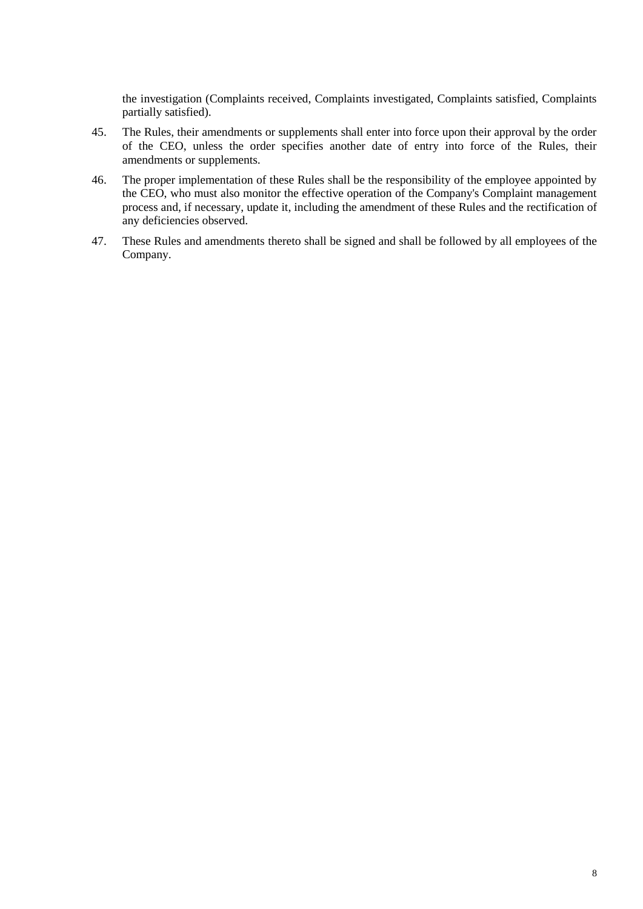the investigation (Complaints received, Complaints investigated, Complaints satisfied, Complaints partially satisfied).

45. The Rules, their amendments or supplements shall enter into force upon their approval by the order of the CEO, unless the order specifies another date of entry into force of the Rules, their amendments or supplements.

46. The proper implementation of these Rules shall be the responsibility of the employee appointed by the CEO, who must also monitor the effective operation of the Company's Complaint management process and, if necessary, update it, including the amendment of these Rules and the rectification of any deficiencies observed.

47. These Rules and amendments thereto shall be signed and shall be followed by all employees of the Company.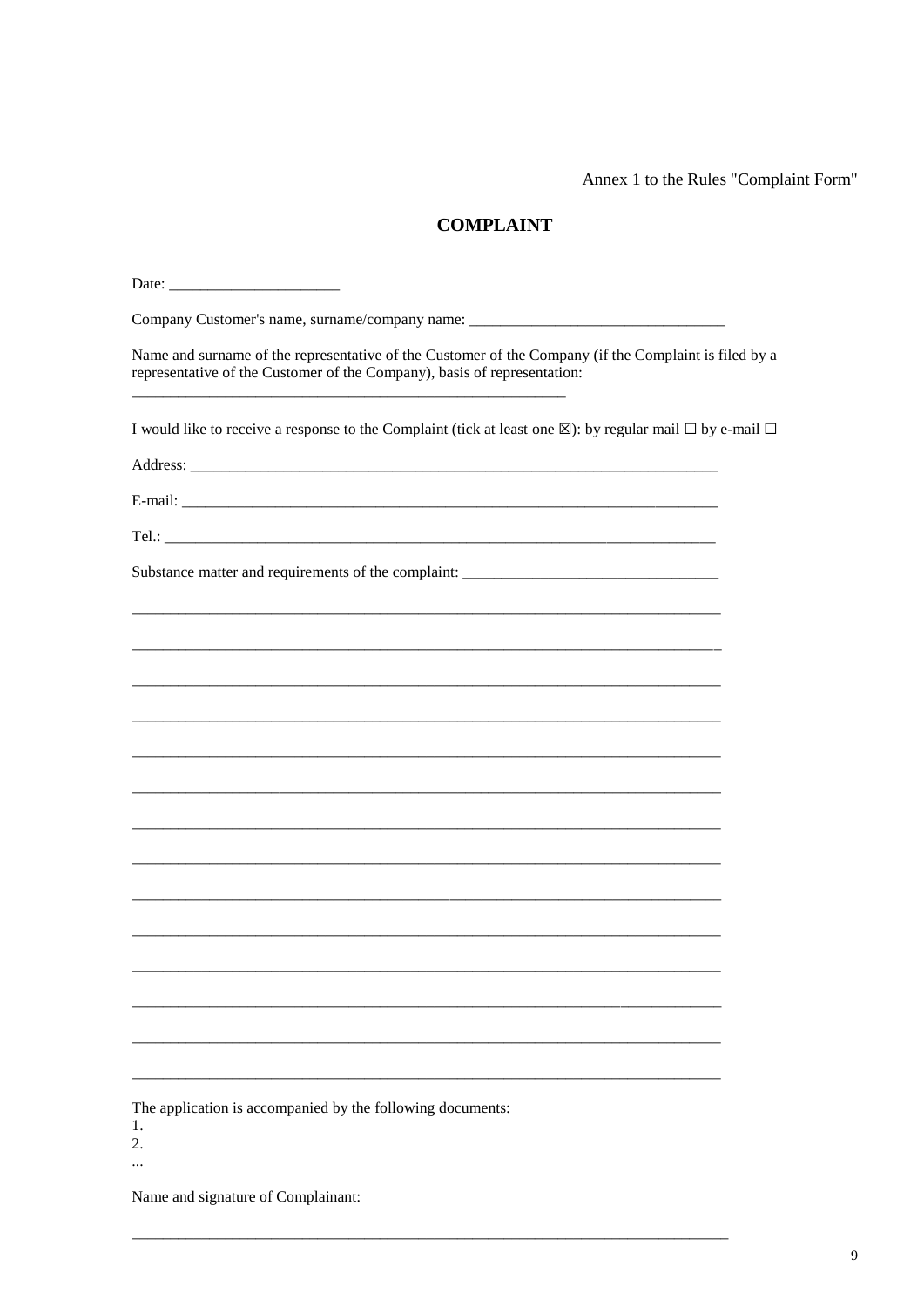Annex 1 to the Rules "Complaint Form"

# COMPLAINT

Date: ______________________

Company Customer's name, surname/company name: ________________________________

Name and surname of the representative of the Customer of the Company (if the Complaint is filed by a representative of the Customer of the Company), basis of representation:
________________________________________________________

I would like to receive a response to the Complaint (tick at least one ☒): by regular mail ☐ by e-mail ☐

Address: ______________________________________________________________________

E-mail: _______________________________________________________________________

Tel.: _________________________________________________________________________

Substance matter and requirements of the complaint: ________________________________

_____________________________________________________________________________

_____________________________________________________________________________

_____________________________________________________________________________

_____________________________________________________________________________

_____________________________________________________________________________

_____________________________________________________________________________

_____________________________________________________________________________

_____________________________________________________________________________

_____________________________________________________________________________

_____________________________________________________________________________

_____________________________________________________________________________

_____________________________________________________________________________

_____________________________________________________________________________

_____________________________________________________________________________

The application is accompanied by the following documents:
1.
2.
...

Name and signature of Complainant:

_____________________________________________________________________________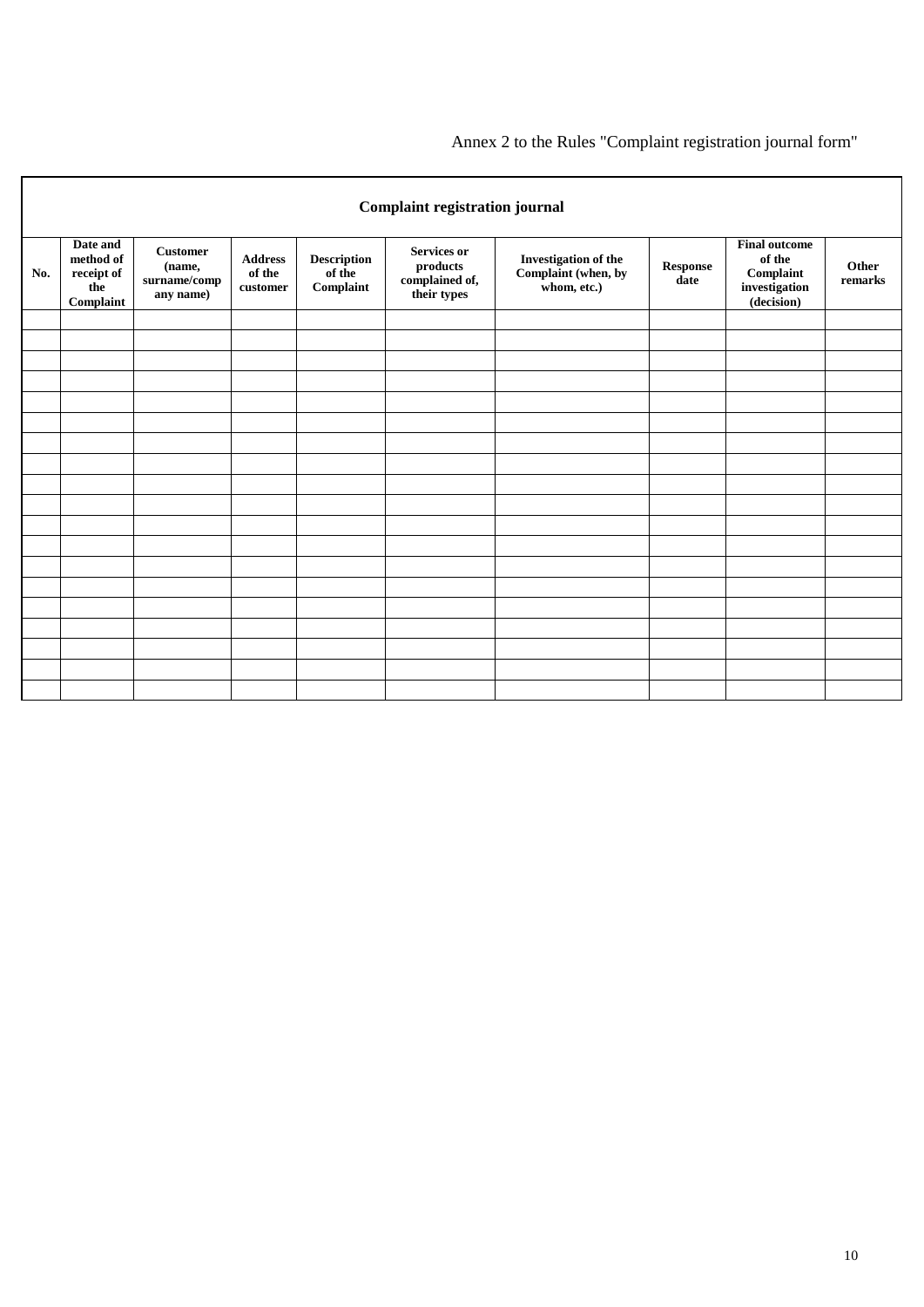Annex 2 to the Rules "Complaint registration journal form"

**Complaint registration journal**

| No. | Date and method of receipt of the Complaint | Customer (name, surname/company name) | Address of the customer | Description of the Complaint | Services or products complained of, their types | Investigation of the Complaint (when, by whom, etc.) | Response date | Final outcome of the Complaint investigation (decision) | Other remarks |
|---|---|---|---|---|---|---|---|---|---|
| | | | | | | | | | |
| | | | | | | | | | |
| | | | | | | | | | |
| | | | | | | | | | |
| | | | | | | | | | |
| | | | | | | | | | |
| | | | | | | | | | |
| | | | | | | | | | |
| | | | | | | | | | |
| | | | | | | | | | |
| | | | | | | | | | |
| | | | | | | | | | |
| | | | | | | | | | |
| | | | | | | | | | |
| | | | | | | | | | |
| | | | | | | | | | |
| | | | | | | | | | |
| | | | | | | | | | |
| | | | | | | | | | |